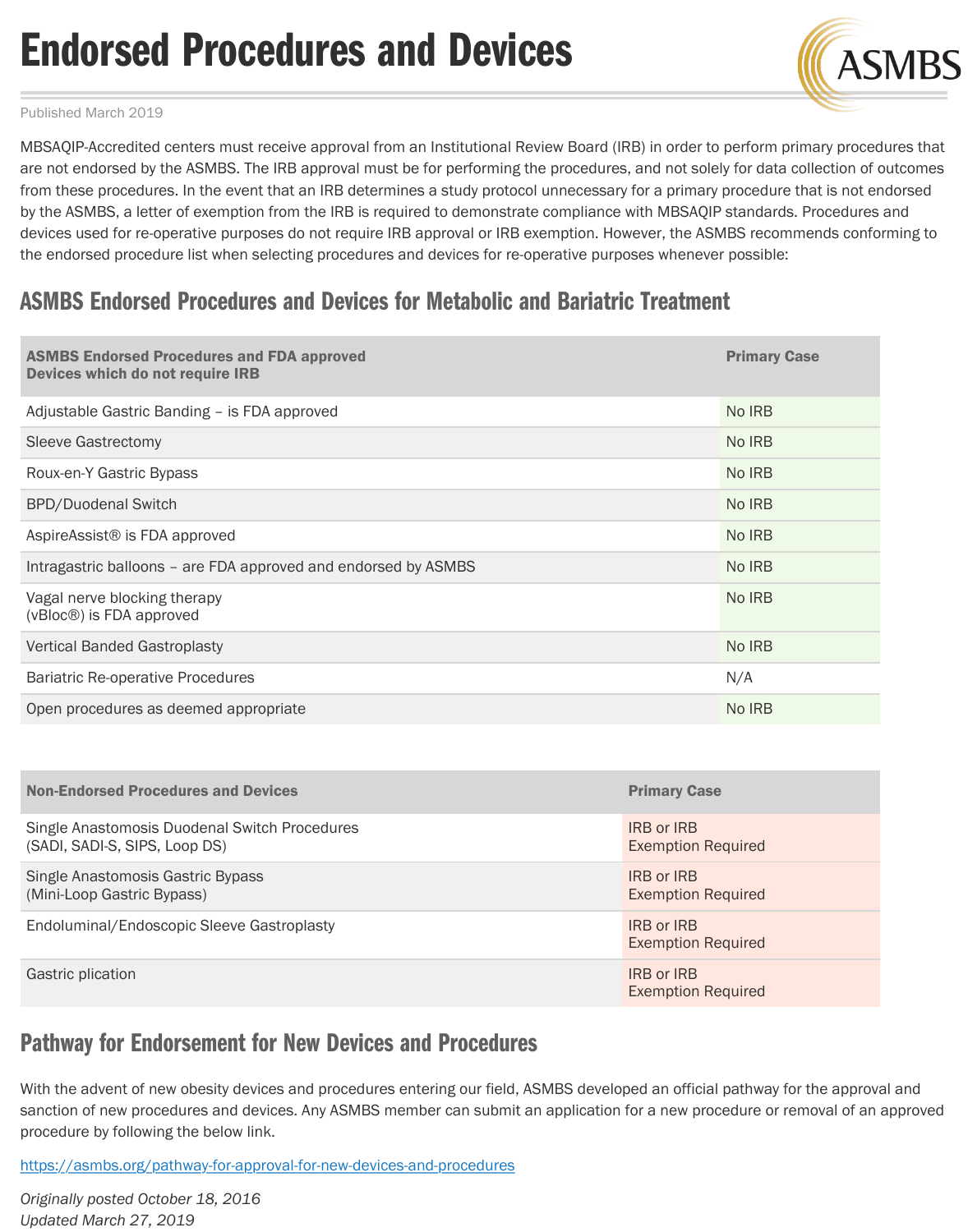# Endorsed Procedures and Devices

Published March 2019

MBSAQIP-Accredited centers must receive approval from an Institutional Review Board (IRB) in order to perform primary procedures that are not endorsed by the ASMBS. The IRB approval must be for performing the procedures, and not solely for data collection of outcomes from these procedures. In the event that an IRB determines a study protocol unnecessary for a primary procedure that is not endorsed by the ASMBS, a letter of exemption from the IRB is required to demonstrate compliance with MBSAQIP standards. Procedures and devices used for re-operative purposes do not require IRB approval or IRB exemption. However, the ASMBS recommends conforming to the endorsed procedure list when selecting procedures and devices for re-operative purposes whenever possible:

## ASMBS Endorsed Procedures and Devices for Metabolic and Bariatric Treatment

| ASMBS Endorsed Procedures and FDA approved Devices which do not require IRB | Primary Case |
|---|---|
| Adjustable Gastric Banding – is FDA approved | No IRB |
| Sleeve Gastrectomy | No IRB |
| Roux-en-Y Gastric Bypass | No IRB |
| BPD/Duodenal Switch | No IRB |
| AspireAssist® is FDA approved | No IRB |
| Intragastric balloons – are FDA approved and endorsed by ASMBS | No IRB |
| Vagal nerve blocking therapy (vBloc®) is FDA approved | No IRB |
| Vertical Banded Gastroplasty | No IRB |
| Bariatric Re-operative Procedures | N/A |
| Open procedures as deemed appropriate | No IRB |

| Non-Endorsed Procedures and Devices | Primary Case |
|---|---|
| Single Anastomosis Duodenal Switch Procedures (SADI, SADI-S, SIPS, Loop DS) | IRB or IRB Exemption Required |
| Single Anastomosis Gastric Bypass (Mini-Loop Gastric Bypass) | IRB or IRB Exemption Required |
| Endoluminal/Endoscopic Sleeve Gastroplasty | IRB or IRB Exemption Required |
| Gastric plication | IRB or IRB Exemption Required |

## Pathway for Endorsement for New Devices and Procedures

With the advent of new obesity devices and procedures entering our field, ASMBS developed an official pathway for the approval and sanction of new procedures and devices. Any ASMBS member can submit an application for a new procedure or removal of an approved procedure by following the below link.

https://asmbs.org/pathway-for-approval-for-new-devices-and-procedures

*Originally posted October 18, 2016*
*Updated March 27, 2019*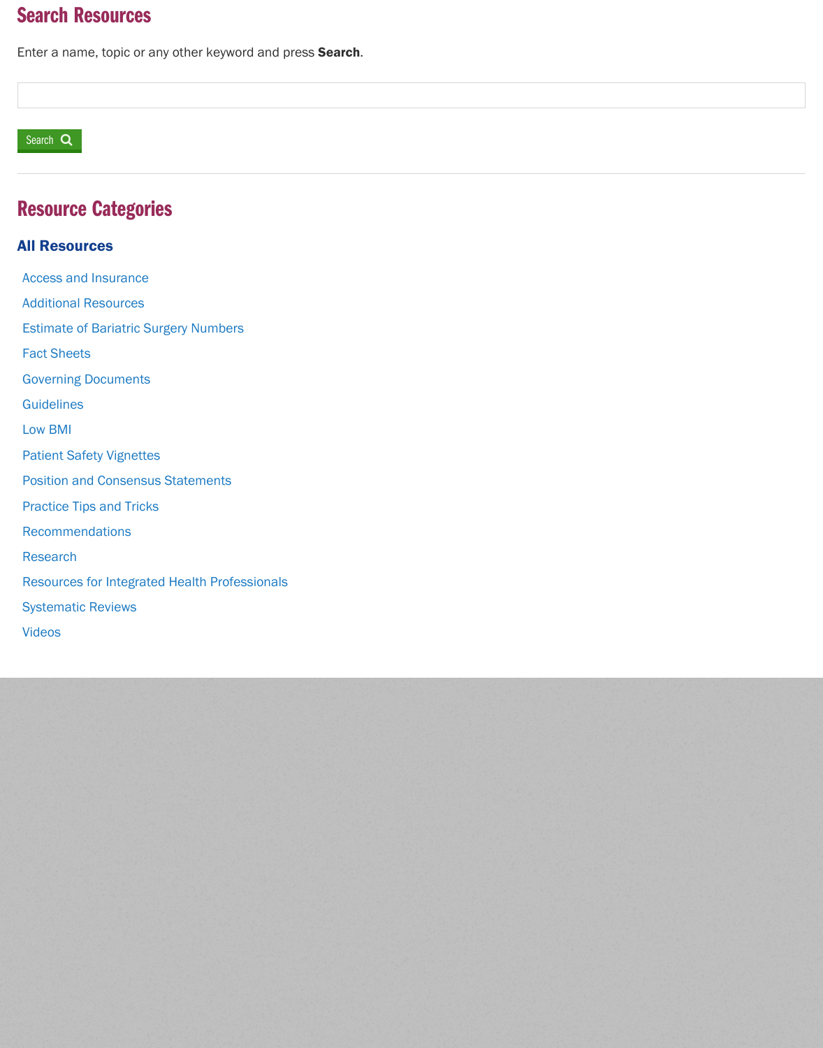## Search Resources

Enter a name, topic or any other keyword and press **Search**.

Search

## Resource Categories

### All Resources

- Access and Insurance
- Additional Resources
- Estimate of Bariatric Surgery Numbers
- Fact Sheets
- Governing Documents
- Guidelines
- Low BMI
- Patient Safety Vignettes
- Position and Consensus Statements
- Practice Tips and Tricks
- Recommendations
- Research
- Resources for Integrated Health Professionals
- Systematic Reviews
- Videos